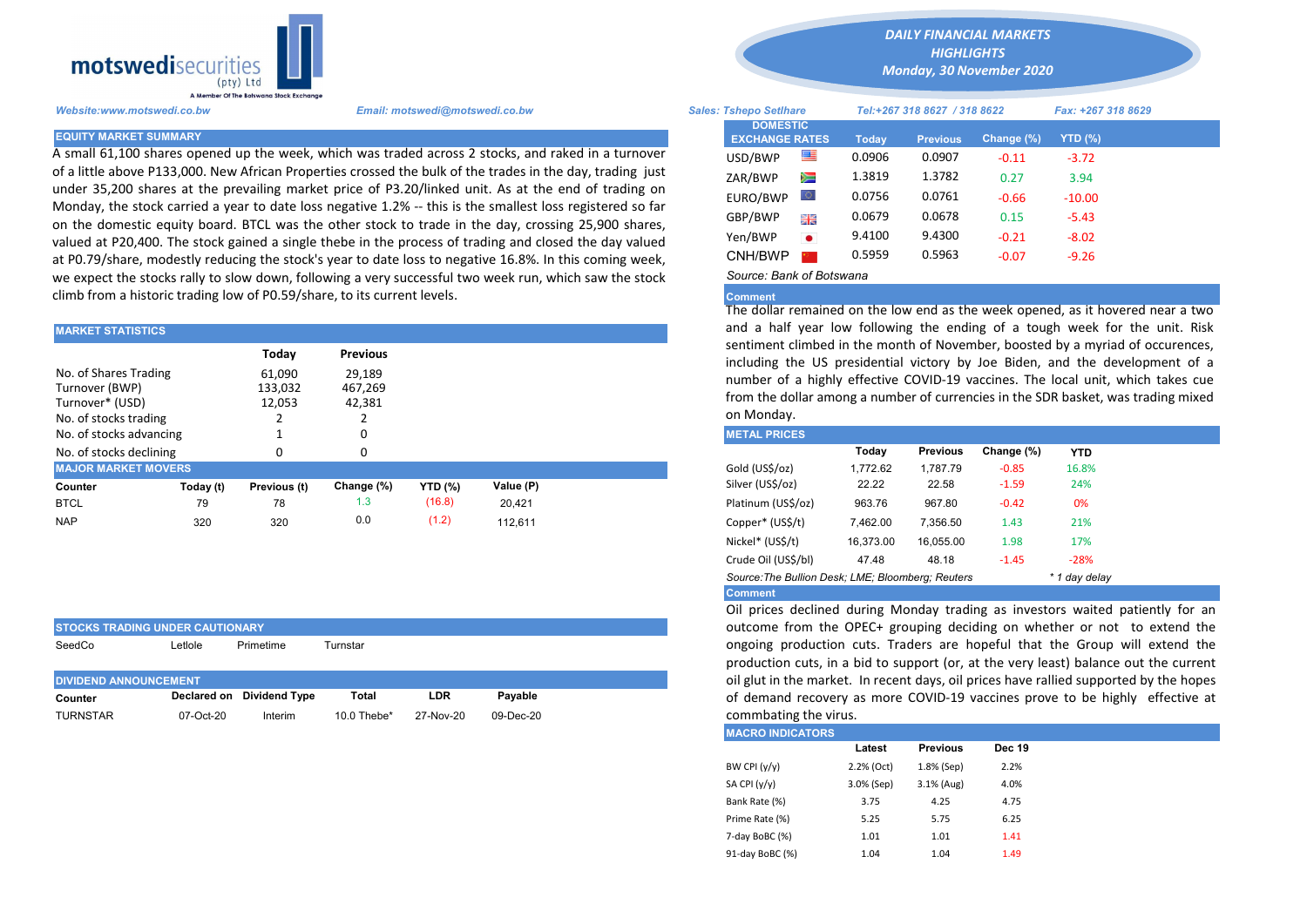motswedisecurities (pty) Ltd
A Member Of The Botswana Stock Exchange

# DAILY FINANCIAL MARKETS HIGHLIGHTS
## Monday, 30 November 2020

Website:www.motswedi.co.bw | Email: motswedi@motswedi.co.bw | Sales: Tshepo Setlhare | Tel:+267 318 8627 / 318 8622 | Fax: +267 318 8629

## EQUITY MARKET SUMMARY

A small 61,100 shares opened up the week, which was traded across 2 stocks, and raked in a turnover of a little above P133,000. New African Properties crossed the bulk of the trades in the day, trading just under 35,200 shares at the prevailing market price of P3.20/linked unit. As at the end of trading on Monday, the stock carried a year to date loss negative 1.2% -- this is the smallest loss registered so far on the domestic equity board. BTCL was the other stock to trade in the day, crossing 25,900 shares, valued at P20,400. The stock gained a single thebe in the process of trading and closed the day valued at P0.79/share, modestly reducing the stock's year to date loss to negative 16.8%. In this coming week, we expect the stocks rally to slow down, following a very successful two week run, which saw the stock climb from a historic trading low of P0.59/share, to its current levels.

## MARKET STATISTICS

| | Today | Previous |
|---|---|---|
| No. of Shares Trading | 61,090 | 29,189 |
| Turnover (BWP) | 133,032 | 467,269 |
| Turnover* (USD) | 12,053 | 42,381 |
| No. of stocks trading | 2 | 2 |
| No. of stocks advancing | 1 | 0 |
| No. of stocks declining | 0 | 0 |

## MAJOR MARKET MOVERS

| Counter | Today (t) | Previous (t) | Change (%) | YTD (%) | Value (P) |
|---|---|---|---|---|---|
| BTCL | 79 | 78 | 1.3 | (16.8) | 20,421 |
| NAP | 320 | 320 | 0.0 | (1.2) | 112,611 |

## STOCKS TRADING UNDER CAUTIONARY

SeedCo | Letlole | Primetime | Turnstar

## DIVIDEND ANNOUNCEMENT

| Counter | Declared on | Dividend Type | Total | LDR | Payable |
|---|---|---|---|---|---|
| TURNSTAR | 07-Oct-20 | Interim | 10.0 Thebe* | 27-Nov-20 | 09-Dec-20 |

## DOMESTIC EXCHANGE RATES

| | Today | Previous | Change (%) | YTD (%) |
|---|---|---|---|---|
| USD/BWP | 0.0906 | 0.0907 | -0.11 | -3.72 |
| ZAR/BWP | 1.3819 | 1.3782 | 0.27 | 3.94 |
| EURO/BWP | 0.0756 | 0.0761 | -0.66 | -10.00 |
| GBP/BWP | 0.0679 | 0.0678 | 0.15 | -5.43 |
| Yen/BWP | 9.4100 | 9.4300 | -0.21 | -8.02 |
| CNH/BWP | 0.5959 | 0.5963 | -0.07 | -9.26 |

Source: Bank of Botswana

### Comment

The dollar remained on the low end as the week opened, as it hovered near a two and a half year low following the ending of a tough week for the unit. Risk sentiment climbed in the month of November, boosted by a myriad of occurences, including the US presidential victory by Joe Biden, and the development of a number of highly effective COVID-19 vaccines. The local unit, which takes cue from the dollar among a number of currencies in the SDR basket, was trading mixed on Monday.

## METAL PRICES

| | Today | Previous | Change (%) | YTD |
|---|---|---|---|---|
| Gold (US$/oz) | 1,772.62 | 1,787.79 | -0.85 | 16.8% |
| Silver (US$/oz) | 22.22 | 22.58 | -1.59 | 24% |
| Platinum (US$/oz) | 963.76 | 967.80 | -0.42 | 0% |
| Copper* (US$/t) | 7,462.00 | 7,356.50 | 1.43 | 21% |
| Nickel* (US$/t) | 16,373.00 | 16,055.00 | 1.98 | 17% |
| Crude Oil (US$/bl) | 47.48 | 48.18 | -1.45 | -28% |

Source:The Bullion Desk; LME; Bloomberg; Reuters | * 1 day delay

### Comment

Oil prices declined during Monday trading as investors waited patiently for an outcome from the OPEC+ grouping deciding on whether or not to extend the ongoing production cuts. Traders are hopeful that the Group will extend the production cuts, in a bid to support (or, at the very least) balance out the current oil glut in the market. In recent days, oil prices have rallied supported by the hopes of demand recovery as more COVID-19 vaccines prove to be highly effective at commbating the virus.

## MACRO INDICATORS

| | Latest | Previous | Dec 19 |
|---|---|---|---|
| BW CPI (y/y) | 2.2% (Oct) | 1.8% (Sep) | 2.2% |
| SA CPI (y/y) | 3.0% (Sep) | 3.1% (Aug) | 4.0% |
| Bank Rate (%) | 3.75 | 4.25 | 4.75 |
| Prime Rate (%) | 5.25 | 5.75 | 6.25 |
| 7-day BoBC (%) | 1.01 | 1.01 | 1.41 |
| 91-day BoBC (%) | 1.04 | 1.04 | 1.49 |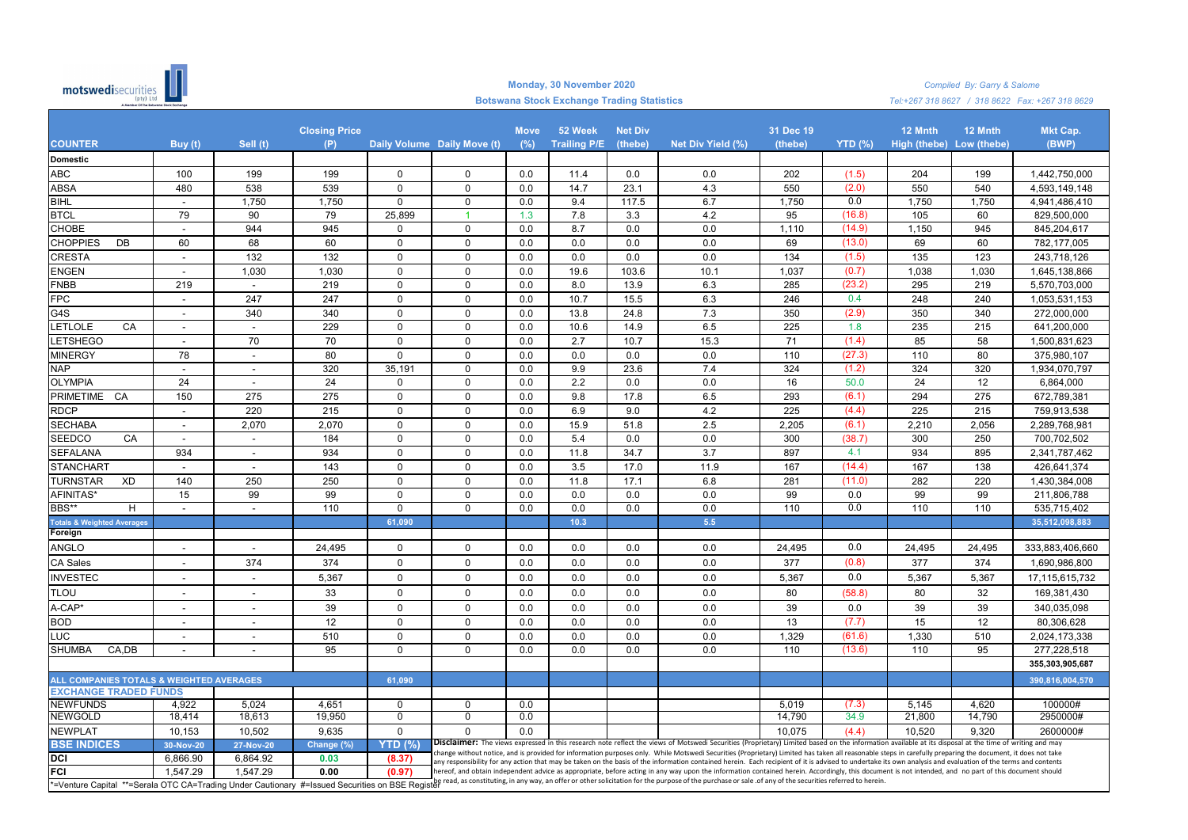motswedisecurities (pty) Ltd
A Member Of The Botswana Stock Exchange

**Monday, 30 November 2020**

**Botswana Stock Exchange Trading Statistics**

*Compiled By: Garry & Salome*

*Tel:+267 318 8627 / 318 8622 Fax: +267 318 8629*

| COUNTER | Buy (t) | Sell (t) | Closing Price (P) | Daily Volume | Daily Move (t) | Move (%) | 52 Week Trailing P/E | Net Div (thebe) | Net Div Yield (%) | 31 Dec 19 (thebe) | YTD (%) | 12 Mnth High (thebe) | 12 Mnth Low (thebe) | Mkt Cap. (BWP) |
|---|---|---|---|---|---|---|---|---|---|---|---|---|---|---|
| **Domestic** | | | | | | | | | | | | | | |
| ABC | 100 | 199 | 199 | 0 | 0 | 0.0 | 11.4 | 0.0 | 0.0 | 202 | (1.5) | 204 | 199 | 1,442,750,000 |
| ABSA | 480 | 538 | 539 | 0 | 0 | 0.0 | 14.7 | 23.1 | 4.3 | 550 | (2.0) | 550 | 540 | 4,593,149,148 |
| BIHL | - | 1,750 | 1,750 | 0 | 0 | 0.0 | 9.4 | 117.5 | 6.7 | 1,750 | 0.0 | 1,750 | 1,750 | 4,941,486,410 |
| BTCL | 79 | 90 | 79 | 25,899 | 1 | 1.3 | 7.8 | 3.3 | 4.2 | 95 | (16.8) | 105 | 60 | 829,500,000 |
| CHOBE | - | 944 | 945 | 0 | 0 | 0.0 | 8.7 | 0.0 | 0.0 | 1,110 | (14.9) | 1,150 | 945 | 845,204,617 |
| CHOPPIES DB | 60 | 68 | 60 | 0 | 0 | 0.0 | 0.0 | 0.0 | 0.0 | 69 | (13.0) | 69 | 60 | 782,177,005 |
| CRESTA | - | 132 | 132 | 0 | 0 | 0.0 | 0.0 | 0.0 | 0.0 | 134 | (1.5) | 135 | 123 | 243,718,126 |
| ENGEN | - | 1,030 | 1,030 | 0 | 0 | 0.0 | 19.6 | 103.6 | 10.1 | 1,037 | (0.7) | 1,038 | 1,030 | 1,645,138,866 |
| FNBB | 219 | - | 219 | 0 | 0 | 0.0 | 8.0 | 13.9 | 6.3 | 285 | (23.2) | 295 | 219 | 5,570,703,000 |
| FPC | - | 247 | 247 | 0 | 0 | 0.0 | 10.7 | 15.5 | 6.3 | 246 | 0.4 | 248 | 240 | 1,053,531,153 |
| G4S | - | 340 | 340 | 0 | 0 | 0.0 | 13.8 | 24.8 | 7.3 | 350 | (2.9) | 350 | 340 | 272,000,000 |
| LETLOLE CA | - | - | 229 | 0 | 0 | 0.0 | 10.6 | 14.9 | 6.5 | 225 | 1.8 | 235 | 215 | 641,200,000 |
| LETSHEGO | - | 70 | 70 | 0 | 0 | 0.0 | 2.7 | 10.7 | 15.3 | 71 | (1.4) | 85 | 58 | 1,500,831,623 |
| MINERGY | 78 | - | 80 | 0 | 0 | 0.0 | 0.0 | 0.0 | 0.0 | 110 | (27.3) | 110 | 80 | 375,980,107 |
| NAP | - | - | 320 | 35,191 | 0 | 0.0 | 9.9 | 23.6 | 7.4 | 324 | (1.2) | 324 | 320 | 1,934,070,797 |
| OLYMPIA | 24 | - | 24 | 0 | 0 | 0.0 | 2.2 | 0.0 | 0.0 | 16 | 50.0 | 24 | 12 | 6,864,000 |
| PRIMETIME CA | 150 | 275 | 275 | 0 | 0 | 0.0 | 9.8 | 17.8 | 6.5 | 293 | (6.1) | 294 | 275 | 672,789,381 |
| RDCP | - | 220 | 215 | 0 | 0 | 0.0 | 6.9 | 9.0 | 4.2 | 225 | (4.4) | 225 | 215 | 759,913,538 |
| SECHABA | - | 2,070 | 2,070 | 0 | 0 | 0.0 | 15.9 | 51.8 | 2.5 | 2,205 | (6.1) | 2,210 | 2,056 | 2,289,768,981 |
| SEEDCO CA | - | - | 184 | 0 | 0 | 0.0 | 5.4 | 0.0 | 0.0 | 300 | (38.7) | 300 | 250 | 700,702,502 |
| SEFALANA | 934 | - | 934 | 0 | 0 | 0.0 | 11.8 | 34.7 | 3.7 | 897 | 4.1 | 934 | 895 | 2,341,787,462 |
| STANCHART | - | - | 143 | 0 | 0 | 0.0 | 3.5 | 17.0 | 11.9 | 167 | (14.4) | 167 | 138 | 426,641,374 |
| TURNSTAR XD | 140 | 250 | 250 | 0 | 0 | 0.0 | 11.8 | 17.1 | 6.8 | 281 | (11.0) | 282 | 220 | 1,430,384,008 |
| AFINITAS* | 15 | 99 | 99 | 0 | 0 | 0.0 | 0.0 | 0.0 | 0.0 | 99 | 0.0 | 99 | 99 | 211,806,788 |
| BBS** H | - | - | 110 | 0 | 0 | 0.0 | 0.0 | 0.0 | 0.0 | 110 | 0.0 | 110 | 110 | 535,715,402 |
| **Totals & Weighted Averages** | | | | **61,090** | | | **10.3** | | **5.5** | | | | | **35,512,098,883** |
| **Foreign** | | | | | | | | | | | | | | |
| ANGLO | - | - | 24,495 | 0 | 0 | 0.0 | 0.0 | 0.0 | 0.0 | 24,495 | 0.0 | 24,495 | 24,495 | 333,883,406,660 |
| CA Sales | - | 374 | 374 | 0 | 0 | 0.0 | 0.0 | 0.0 | 0.0 | 377 | (0.8) | 377 | 374 | 1,690,986,800 |
| INVESTEC | - | - | 5,367 | 0 | 0 | 0.0 | 0.0 | 0.0 | 0.0 | 5,367 | 0.0 | 5,367 | 5,367 | 17,115,615,732 |
| TLOU | - | - | 33 | 0 | 0 | 0.0 | 0.0 | 0.0 | 0.0 | 80 | (58.8) | 80 | 32 | 169,381,430 |
| A-CAP* | - | - | 39 | 0 | 0 | 0.0 | 0.0 | 0.0 | 0.0 | 39 | 0.0 | 39 | 39 | 340,035,098 |
| BOD | - | - | 12 | 0 | 0 | 0.0 | 0.0 | 0.0 | 0.0 | 13 | (7.7) | 15 | 12 | 80,306,628 |
| LUC | - | - | 510 | 0 | 0 | 0.0 | 0.0 | 0.0 | 0.0 | 1,329 | (61.6) | 1,330 | 510 | 2,024,173,338 |
| SHUMBA CA,DB | - | - | 95 | 0 | 0 | 0.0 | 0.0 | 0.0 | 0.0 | 110 | (13.6) | 110 | 95 | 277,228,518 |
| | | | | | | | | | | | | | | **355,303,905,687** |
| **ALL COMPANIES TOTALS & WEIGHTED AVERAGES** | | | | **61,090** | | | | | | | | | | **390,816,004,570** |
| **EXCHANGE TRADED FUNDS** | | | | | | | | | | | | | | |
| NEWFUNDS | 4,922 | 5,024 | 4,651 | 0 | 0 | 0.0 | | | | 5,019 | (7.3) | 5,145 | 4,620 | 100000# |
| NEWGOLD | 18,414 | 18,613 | 19,950 | 0 | 0 | 0.0 | | | | 14,790 | 34.9 | 21,800 | 14,790 | 2950000# |
| NEWPLAT | 10,153 | 10,502 | 9,635 | 0 | 0 | 0.0 | | | | 10,075 | (4.4) | 10,520 | 9,320 | 2600000# |

| BSE INDICES | 30-Nov-20 | 27-Nov-20 | Change (%) | YTD (%) |
|---|---|---|---|---|
| DCI | 6,866.90 | 6,864.92 | 0.03 | (8.37) |
| FCI | 1,547.29 | 1,547.29 | 0.00 | (0.97) |

*=Venture Capital **=Serala OTC CA=Trading Under Cautionary #=Issued Securities on BSE Register

**Disclaimer:** The views expressed in this research note reflect the views of Motswedi Securities (Proprietary) Limited based on the information available at its disposal at the time of writing and may change without notice, and is provided for information purposes only. While Motswedi Securities (Proprietary) Limited has taken all reasonable steps in carefully preparing the document, it does not take any responsibility for any action that may be taken on the basis of the information contained herein. Each recipient of it is advised to undertake its own analysis and evaluation of the terms and contents hereof, and obtain independent advice as appropriate, before acting in any way upon the information contained herein. Accordingly, this document is not intended, and no part of this document should be read, as constituting, in any way, an offer or other solicitation for the purpose of the purchase or sale .of any of the securities referred to herein.